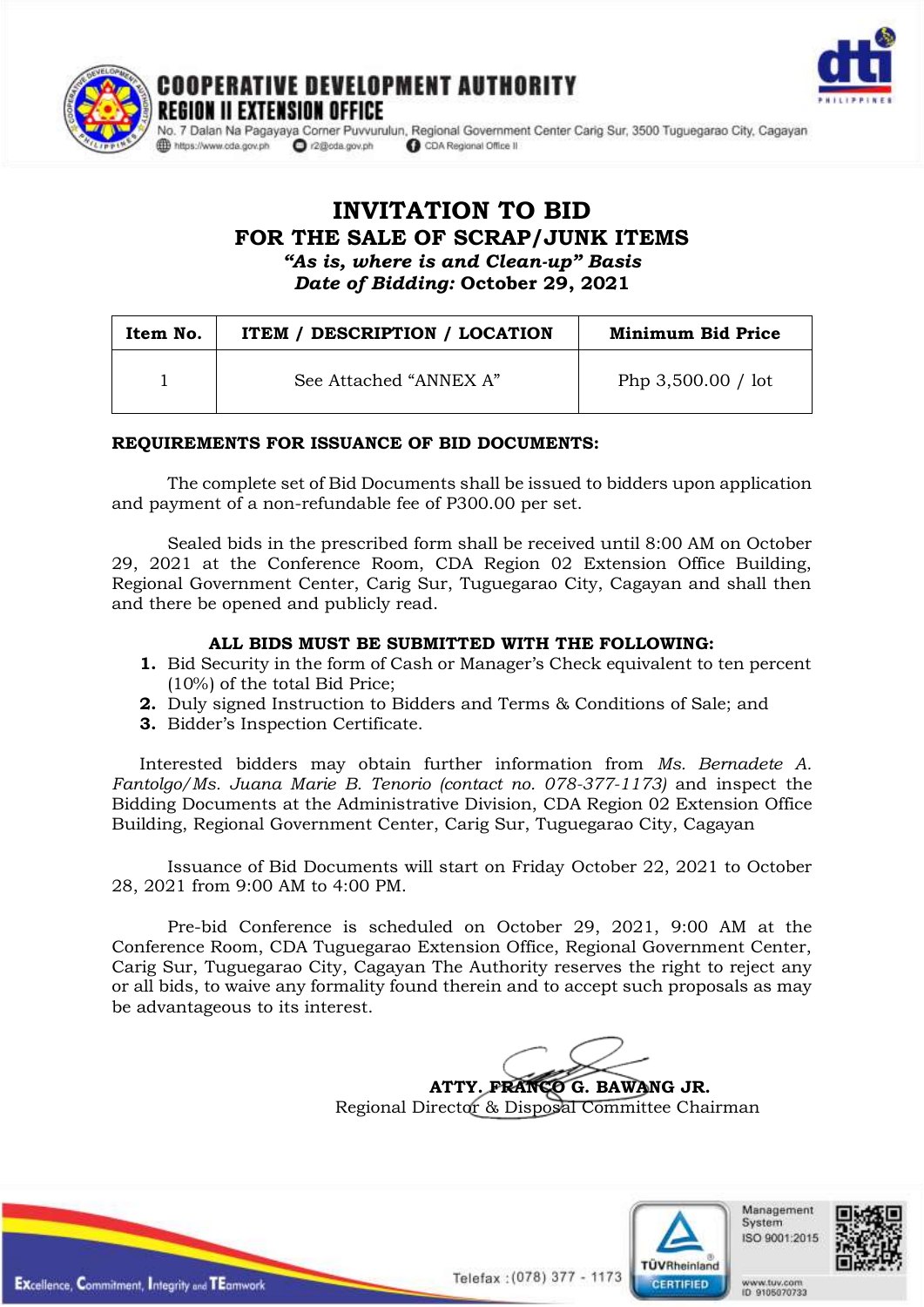# COOPERATIVE DEVELOPMENT AUTHORITY
## REGION II EXTENSION OFFICE

No. 7 Dalan Na Pagayaya Corner Puvvurulun, Regional Government Center Carig Sur, 3500 Tuguegarao City, Cagayan
https://www.cda.gov.ph r2@cda.gov.ph CDA Regional Office II

# INVITATION TO BID
## FOR THE SALE OF SCRAP/JUNK ITEMS
***"As is, where is and Clean-up" Basis***
***Date of Bidding:* October 29, 2021**

| Item No. | ITEM / DESCRIPTION / LOCATION | Minimum Bid Price |
|---|---|---|
| 1 | See Attached "ANNEX A" | Php 3,500.00 / lot |

**REQUIREMENTS FOR ISSUANCE OF BID DOCUMENTS:**

The complete set of Bid Documents shall be issued to bidders upon application and payment of a non-refundable fee of P300.00 per set.

Sealed bids in the prescribed form shall be received until 8:00 AM on October 29, 2021 at the Conference Room, CDA Region 02 Extension Office Building, Regional Government Center, Carig Sur, Tuguegarao City, Cagayan and shall then and there be opened and publicly read.

**ALL BIDS MUST BE SUBMITTED WITH THE FOLLOWING:**

1. Bid Security in the form of Cash or Manager's Check equivalent to ten percent (10%) of the total Bid Price;
2. Duly signed Instruction to Bidders and Terms & Conditions of Sale; and
3. Bidder's Inspection Certificate.

Interested bidders may obtain further information from *Ms. Bernadete A. Fantolgo/Ms. Juana Marie B. Tenorio (contact no. 078-377-1173)* and inspect the Bidding Documents at the Administrative Division, CDA Region 02 Extension Office Building, Regional Government Center, Carig Sur, Tuguegarao City, Cagayan

Issuance of Bid Documents will start on Friday October 22, 2021 to October 28, 2021 from 9:00 AM to 4:00 PM.

Pre-bid Conference is scheduled on October 29, 2021, 9:00 AM at the Conference Room, CDA Tuguegarao Extension Office, Regional Government Center, Carig Sur, Tuguegarao City, Cagayan The Authority reserves the right to reject any or all bids, to waive any formality found therein and to accept such proposals as may be advantageous to its interest.

**ATTY. FRANCO G. BAWANG JR.**
Regional Director & Disposal Committee Chairman

Excellence, Commitment, Integrity and TEamwork

Telefax : (078) 377 - 1173

TÜVRheinland CERTIFIED
Management System ISO 9001:2015
www.tuv.com ID 9105070733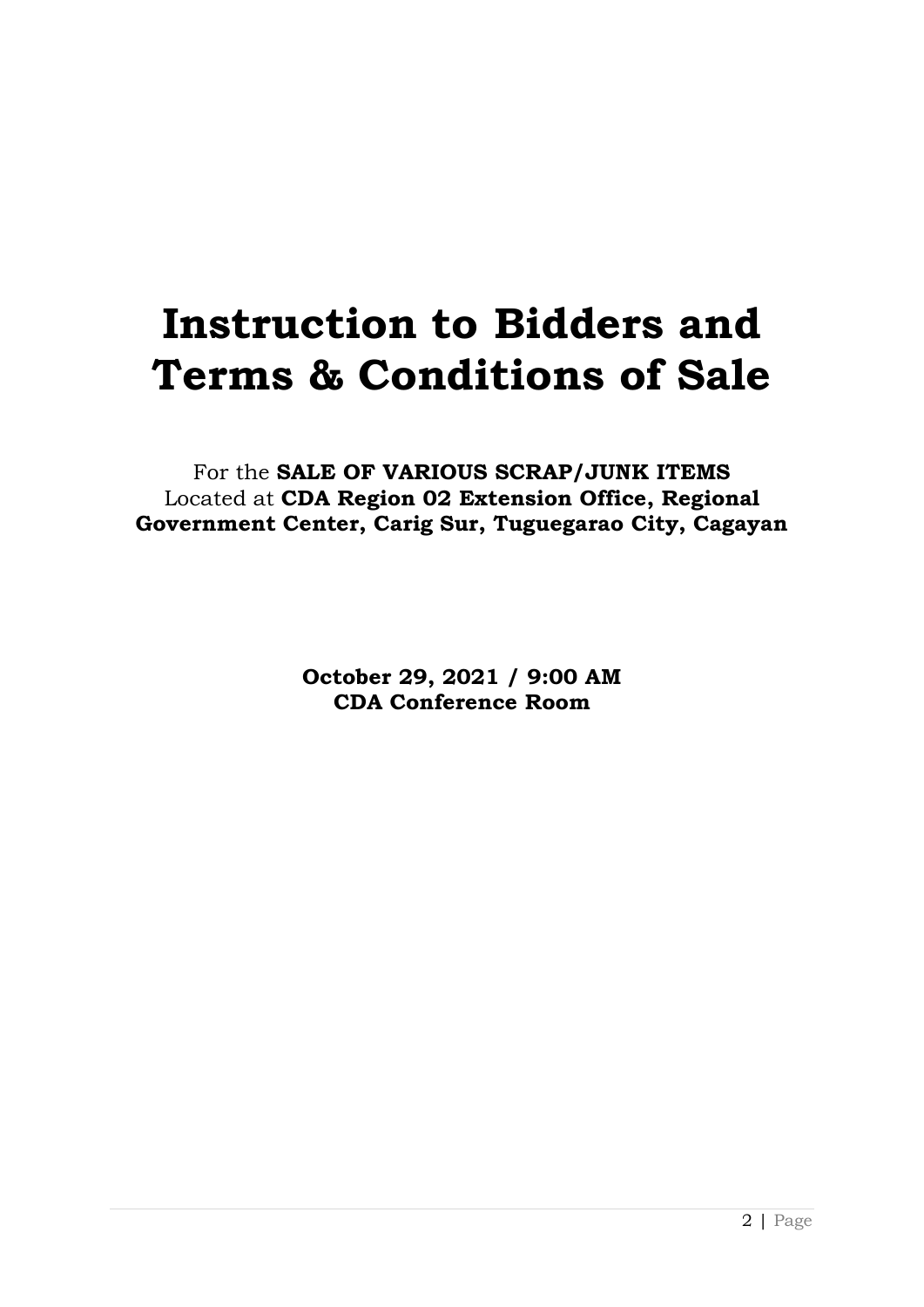# Instruction to Bidders and Terms & Conditions of Sale

For the **SALE OF VARIOUS SCRAP/JUNK ITEMS**
Located at **CDA Region 02 Extension Office, Regional Government Center, Carig Sur, Tuguegarao City, Cagayan**

**October 29, 2021 / 9:00 AM**
**CDA Conference Room**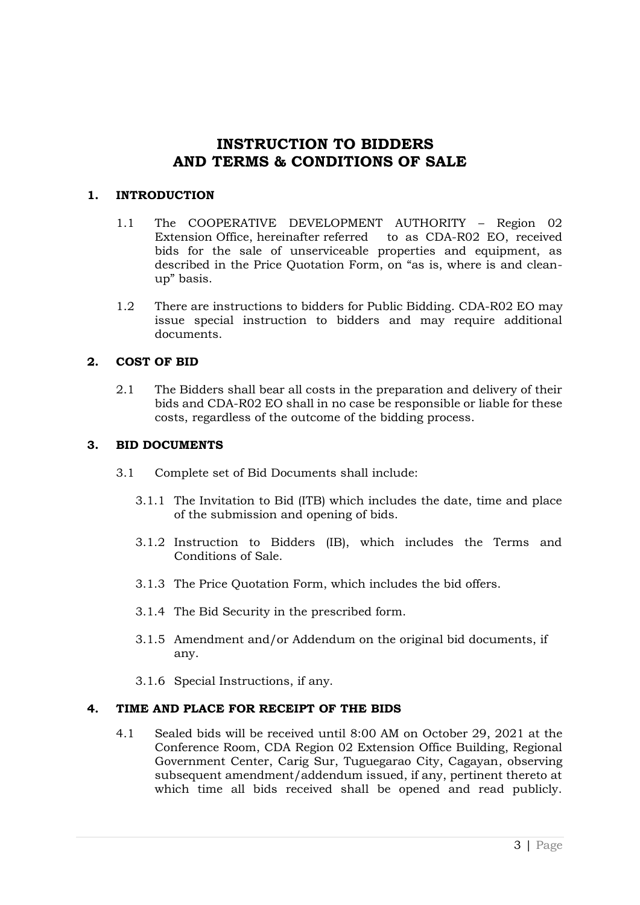# INSTRUCTION TO BIDDERS AND TERMS & CONDITIONS OF SALE

## 1. INTRODUCTION

1.1 The COOPERATIVE DEVELOPMENT AUTHORITY – Region 02 Extension Office, hereinafter referred to as CDA-R02 EO, received bids for the sale of unserviceable properties and equipment, as described in the Price Quotation Form, on "as is, where is and clean-up" basis.

1.2 There are instructions to bidders for Public Bidding. CDA-R02 EO may issue special instruction to bidders and may require additional documents.

## 2. COST OF BID

2.1 The Bidders shall bear all costs in the preparation and delivery of their bids and CDA-R02 EO shall in no case be responsible or liable for these costs, regardless of the outcome of the bidding process.

## 3. BID DOCUMENTS

3.1 Complete set of Bid Documents shall include:

3.1.1 The Invitation to Bid (ITB) which includes the date, time and place of the submission and opening of bids.

3.1.2 Instruction to Bidders (IB), which includes the Terms and Conditions of Sale.

3.1.3 The Price Quotation Form, which includes the bid offers.

3.1.4 The Bid Security in the prescribed form.

3.1.5 Amendment and/or Addendum on the original bid documents, if any.

3.1.6 Special Instructions, if any.

## 4. TIME AND PLACE FOR RECEIPT OF THE BIDS

4.1 Sealed bids will be received until 8:00 AM on October 29, 2021 at the Conference Room, CDA Region 02 Extension Office Building, Regional Government Center, Carig Sur, Tuguegarao City, Cagayan, observing subsequent amendment/addendum issued, if any, pertinent thereto at which time all bids received shall be opened and read publicly.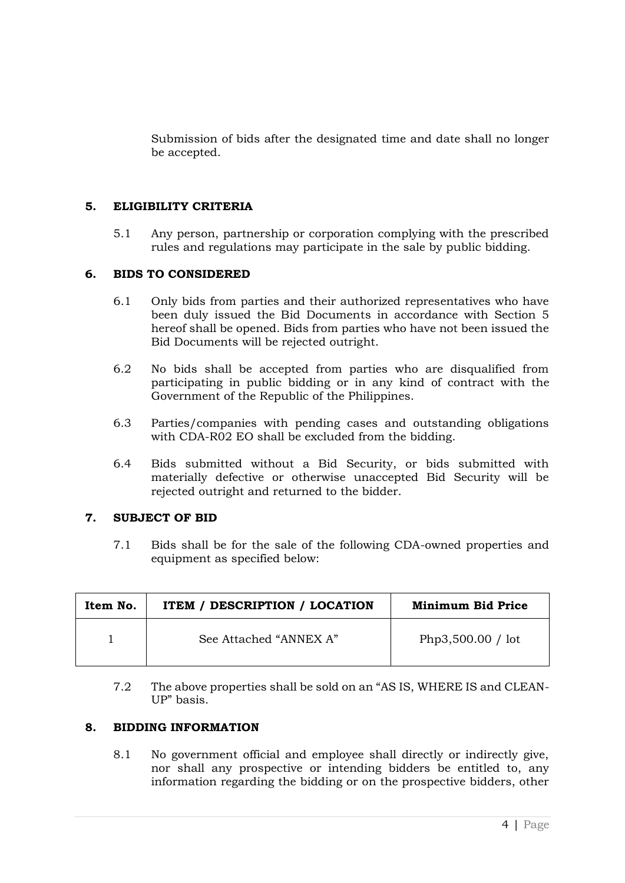Submission of bids after the designated time and date shall no longer be accepted.

## 5. ELIGIBILITY CRITERIA

5.1 Any person, partnership or corporation complying with the prescribed rules and regulations may participate in the sale by public bidding.

## 6. BIDS TO CONSIDERED

6.1 Only bids from parties and their authorized representatives who have been duly issued the Bid Documents in accordance with Section 5 hereof shall be opened. Bids from parties who have not been issued the Bid Documents will be rejected outright.

6.2 No bids shall be accepted from parties who are disqualified from participating in public bidding or in any kind of contract with the Government of the Republic of the Philippines.

6.3 Parties/companies with pending cases and outstanding obligations with CDA-R02 EO shall be excluded from the bidding.

6.4 Bids submitted without a Bid Security, or bids submitted with materially defective or otherwise unaccepted Bid Security will be rejected outright and returned to the bidder.

## 7. SUBJECT OF BID

7.1 Bids shall be for the sale of the following CDA-owned properties and equipment as specified below:

| Item No. | ITEM / DESCRIPTION / LOCATION | Minimum Bid Price |
|---|---|---|
| 1 | See Attached "ANNEX A" | Php3,500.00 / lot |

7.2 The above properties shall be sold on an "AS IS, WHERE IS and CLEAN-UP" basis.

## 8. BIDDING INFORMATION

8.1 No government official and employee shall directly or indirectly give, nor shall any prospective or intending bidders be entitled to, any information regarding the bidding or on the prospective bidders, other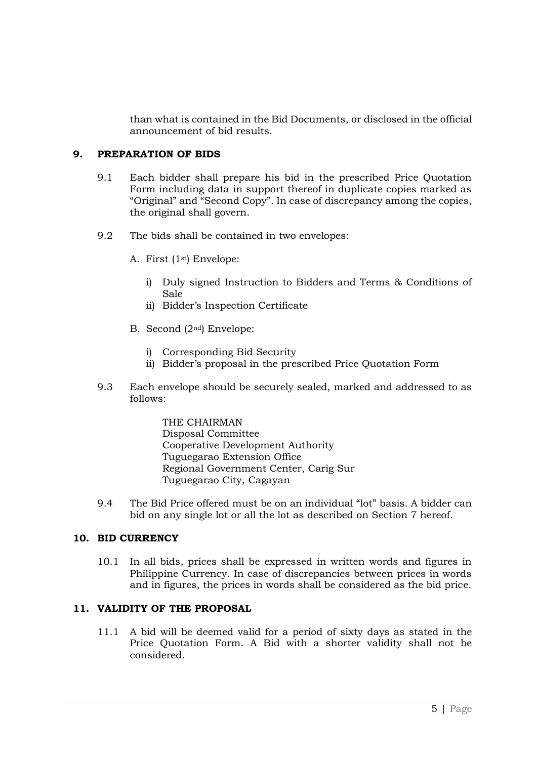than what is contained in the Bid Documents, or disclosed in the official announcement of bid results.

## 9. PREPARATION OF BIDS

9.1 Each bidder shall prepare his bid in the prescribed Price Quotation Form including data in support thereof in duplicate copies marked as "Original" and "Second Copy". In case of discrepancy among the copies, the original shall govern.

9.2 The bids shall be contained in two envelopes:

A. First (1st) Envelope:

i) Duly signed Instruction to Bidders and Terms & Conditions of Sale
ii) Bidder's Inspection Certificate

B. Second (2nd) Envelope:

i) Corresponding Bid Security
ii) Bidder's proposal in the prescribed Price Quotation Form

9.3 Each envelope should be securely sealed, marked and addressed to as follows:

THE CHAIRMAN
Disposal Committee
Cooperative Development Authority
Tuguegarao Extension Office
Regional Government Center, Carig Sur
Tuguegarao City, Cagayan

9.4 The Bid Price offered must be on an individual "lot" basis. A bidder can bid on any single lot or all the lot as described on Section 7 hereof.

## 10. BID CURRENCY

10.1 In all bids, prices shall be expressed in written words and figures in Philippine Currency. In case of discrepancies between prices in words and in figures, the prices in words shall be considered as the bid price.

## 11. VALIDITY OF THE PROPOSAL

11.1 A bid will be deemed valid for a period of sixty days as stated in the Price Quotation Form. A Bid with a shorter validity shall not be considered.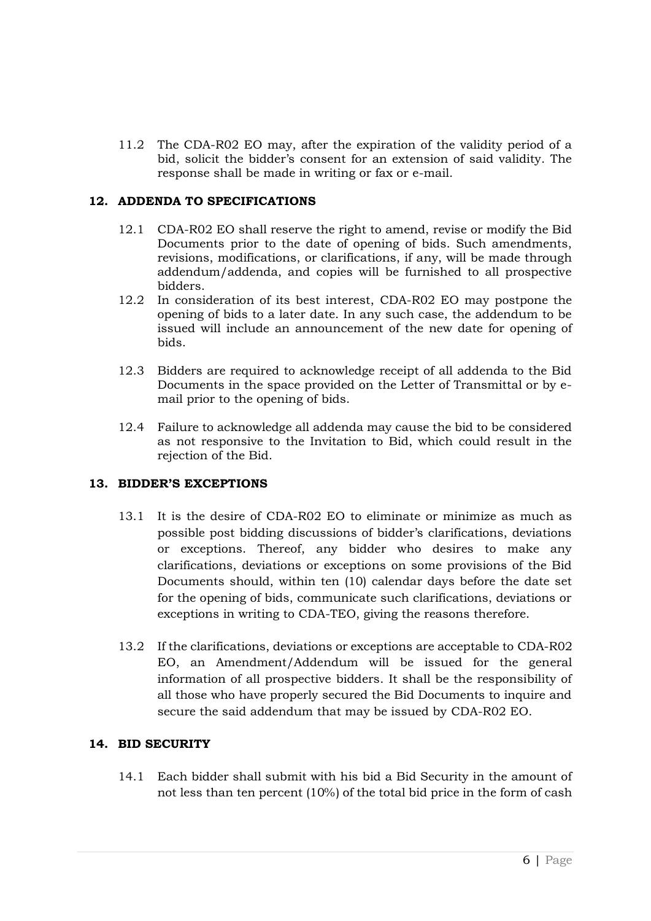11.2 The CDA-R02 EO may, after the expiration of the validity period of a bid, solicit the bidder's consent for an extension of said validity. The response shall be made in writing or fax or e-mail.

## 12. ADDENDA TO SPECIFICATIONS

12.1 CDA-R02 EO shall reserve the right to amend, revise or modify the Bid Documents prior to the date of opening of bids. Such amendments, revisions, modifications, or clarifications, if any, will be made through addendum/addenda, and copies will be furnished to all prospective bidders.

12.2 In consideration of its best interest, CDA-R02 EO may postpone the opening of bids to a later date. In any such case, the addendum to be issued will include an announcement of the new date for opening of bids.

12.3 Bidders are required to acknowledge receipt of all addenda to the Bid Documents in the space provided on the Letter of Transmittal or by e-mail prior to the opening of bids.

12.4 Failure to acknowledge all addenda may cause the bid to be considered as not responsive to the Invitation to Bid, which could result in the rejection of the Bid.

## 13. BIDDER'S EXCEPTIONS

13.1 It is the desire of CDA-R02 EO to eliminate or minimize as much as possible post bidding discussions of bidder's clarifications, deviations or exceptions. Thereof, any bidder who desires to make any clarifications, deviations or exceptions on some provisions of the Bid Documents should, within ten (10) calendar days before the date set for the opening of bids, communicate such clarifications, deviations or exceptions in writing to CDA-TEO, giving the reasons therefore.

13.2 If the clarifications, deviations or exceptions are acceptable to CDA-R02 EO, an Amendment/Addendum will be issued for the general information of all prospective bidders. It shall be the responsibility of all those who have properly secured the Bid Documents to inquire and secure the said addendum that may be issued by CDA-R02 EO.

## 14. BID SECURITY

14.1 Each bidder shall submit with his bid a Bid Security in the amount of not less than ten percent (10%) of the total bid price in the form of cash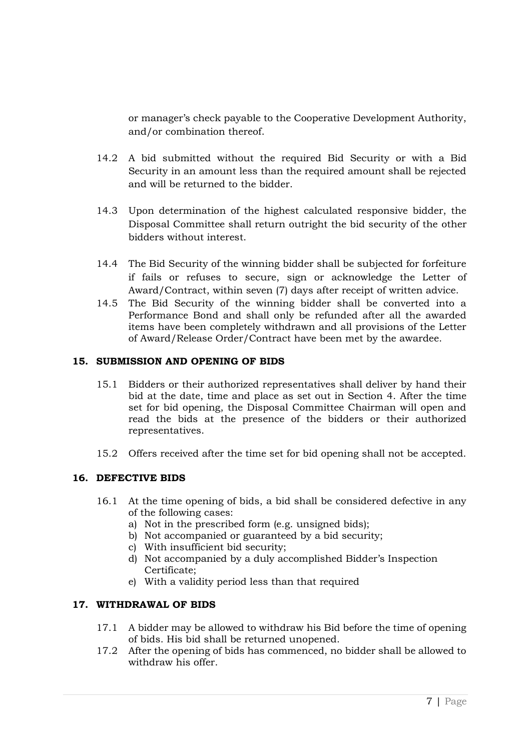or manager's check payable to the Cooperative Development Authority, and/or combination thereof.

14.2 A bid submitted without the required Bid Security or with a Bid Security in an amount less than the required amount shall be rejected and will be returned to the bidder.

14.3 Upon determination of the highest calculated responsive bidder, the Disposal Committee shall return outright the bid security of the other bidders without interest.

14.4 The Bid Security of the winning bidder shall be subjected for forfeiture if fails or refuses to secure, sign or acknowledge the Letter of Award/Contract, within seven (7) days after receipt of written advice.

14.5 The Bid Security of the winning bidder shall be converted into a Performance Bond and shall only be refunded after all the awarded items have been completely withdrawn and all provisions of the Letter of Award/Release Order/Contract have been met by the awardee.

**15. SUBMISSION AND OPENING OF BIDS**

15.1 Bidders or their authorized representatives shall deliver by hand their bid at the date, time and place as set out in Section 4. After the time set for bid opening, the Disposal Committee Chairman will open and read the bids at the presence of the bidders or their authorized representatives.

15.2 Offers received after the time set for bid opening shall not be accepted.

**16. DEFECTIVE BIDS**

16.1 At the time opening of bids, a bid shall be considered defective in any of the following cases:

a) Not in the prescribed form (e.g. unsigned bids);
b) Not accompanied or guaranteed by a bid security;
c) With insufficient bid security;
d) Not accompanied by a duly accomplished Bidder's Inspection Certificate;
e) With a validity period less than that required

**17. WITHDRAWAL OF BIDS**

17.1 A bidder may be allowed to withdraw his Bid before the time of opening of bids. His bid shall be returned unopened.

17.2 After the opening of bids has commenced, no bidder shall be allowed to withdraw his offer.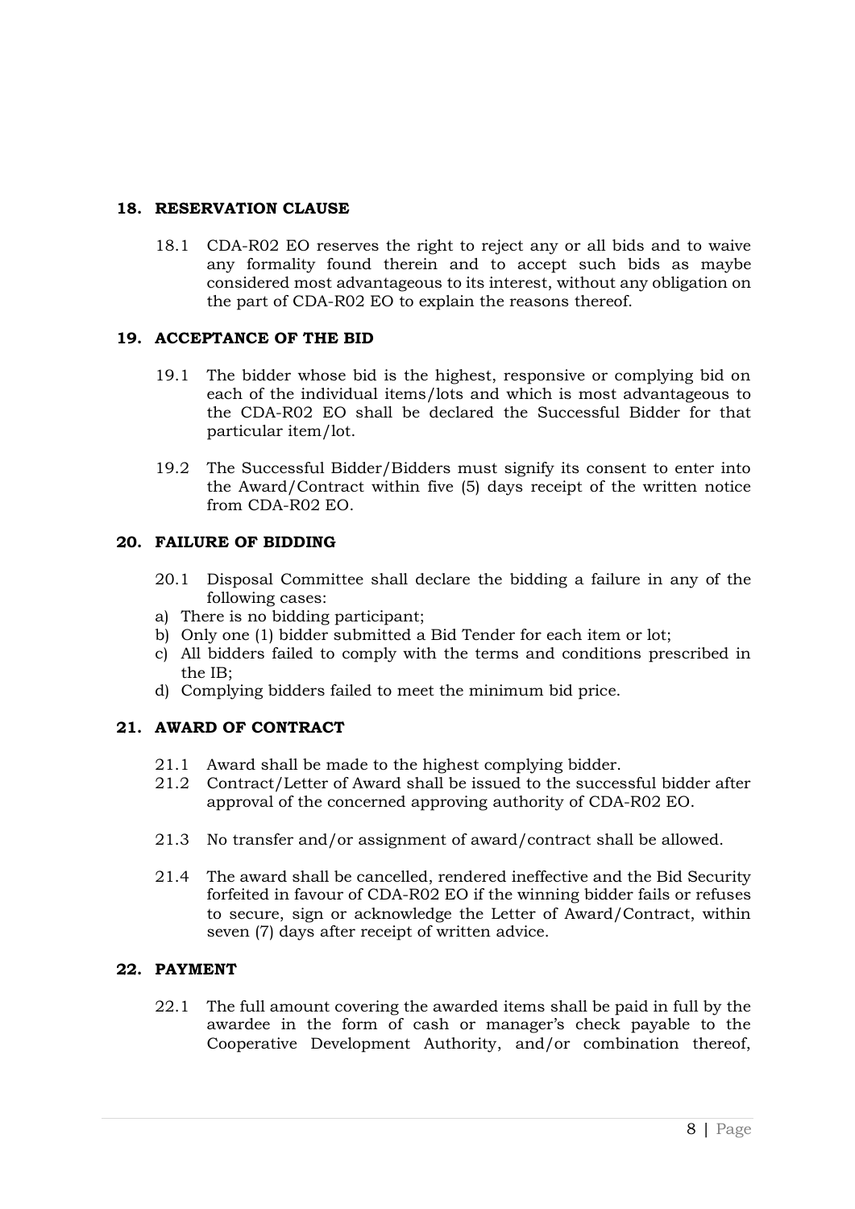## 18. RESERVATION CLAUSE

18.1 CDA-R02 EO reserves the right to reject any or all bids and to waive any formality found therein and to accept such bids as maybe considered most advantageous to its interest, without any obligation on the part of CDA-R02 EO to explain the reasons thereof.

## 19. ACCEPTANCE OF THE BID

19.1 The bidder whose bid is the highest, responsive or complying bid on each of the individual items/lots and which is most advantageous to the CDA-R02 EO shall be declared the Successful Bidder for that particular item/lot.

19.2 The Successful Bidder/Bidders must signify its consent to enter into the Award/Contract within five (5) days receipt of the written notice from CDA-R02 EO.

## 20. FAILURE OF BIDDING

20.1 Disposal Committee shall declare the bidding a failure in any of the following cases:

a) There is no bidding participant;
b) Only one (1) bidder submitted a Bid Tender for each item or lot;
c) All bidders failed to comply with the terms and conditions prescribed in the IB;
d) Complying bidders failed to meet the minimum bid price.

## 21. AWARD OF CONTRACT

21.1 Award shall be made to the highest complying bidder.

21.2 Contract/Letter of Award shall be issued to the successful bidder after approval of the concerned approving authority of CDA-R02 EO.

21.3 No transfer and/or assignment of award/contract shall be allowed.

21.4 The award shall be cancelled, rendered ineffective and the Bid Security forfeited in favour of CDA-R02 EO if the winning bidder fails or refuses to secure, sign or acknowledge the Letter of Award/Contract, within seven (7) days after receipt of written advice.

## 22. PAYMENT

22.1 The full amount covering the awarded items shall be paid in full by the awardee in the form of cash or manager's check payable to the Cooperative Development Authority, and/or combination thereof,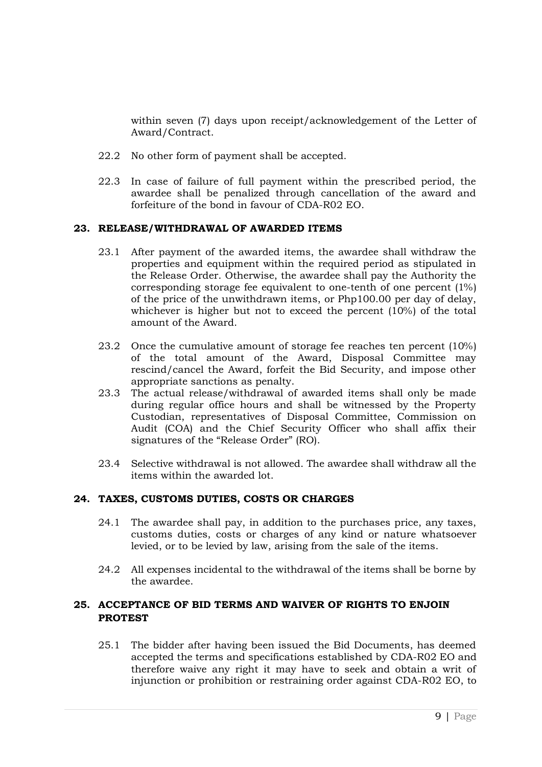within seven (7) days upon receipt/acknowledgement of the Letter of Award/Contract.

22.2 No other form of payment shall be accepted.

22.3 In case of failure of full payment within the prescribed period, the awardee shall be penalized through cancellation of the award and forfeiture of the bond in favour of CDA-R02 EO.

## 23. RELEASE/WITHDRAWAL OF AWARDED ITEMS

23.1 After payment of the awarded items, the awardee shall withdraw the properties and equipment within the required period as stipulated in the Release Order. Otherwise, the awardee shall pay the Authority the corresponding storage fee equivalent to one-tenth of one percent (1%) of the price of the unwithdrawn items, or Php100.00 per day of delay, whichever is higher but not to exceed the percent (10%) of the total amount of the Award.

23.2 Once the cumulative amount of storage fee reaches ten percent (10%) of the total amount of the Award, Disposal Committee may rescind/cancel the Award, forfeit the Bid Security, and impose other appropriate sanctions as penalty.

23.3 The actual release/withdrawal of awarded items shall only be made during regular office hours and shall be witnessed by the Property Custodian, representatives of Disposal Committee, Commission on Audit (COA) and the Chief Security Officer who shall affix their signatures of the "Release Order" (RO).

23.4 Selective withdrawal is not allowed. The awardee shall withdraw all the items within the awarded lot.

## 24. TAXES, CUSTOMS DUTIES, COSTS OR CHARGES

24.1 The awardee shall pay, in addition to the purchases price, any taxes, customs duties, costs or charges of any kind or nature whatsoever levied, or to be levied by law, arising from the sale of the items.

24.2 All expenses incidental to the withdrawal of the items shall be borne by the awardee.

## 25. ACCEPTANCE OF BID TERMS AND WAIVER OF RIGHTS TO ENJOIN PROTEST

25.1 The bidder after having been issued the Bid Documents, has deemed accepted the terms and specifications established by CDA-R02 EO and therefore waive any right it may have to seek and obtain a writ of injunction or prohibition or restraining order against CDA-R02 EO, to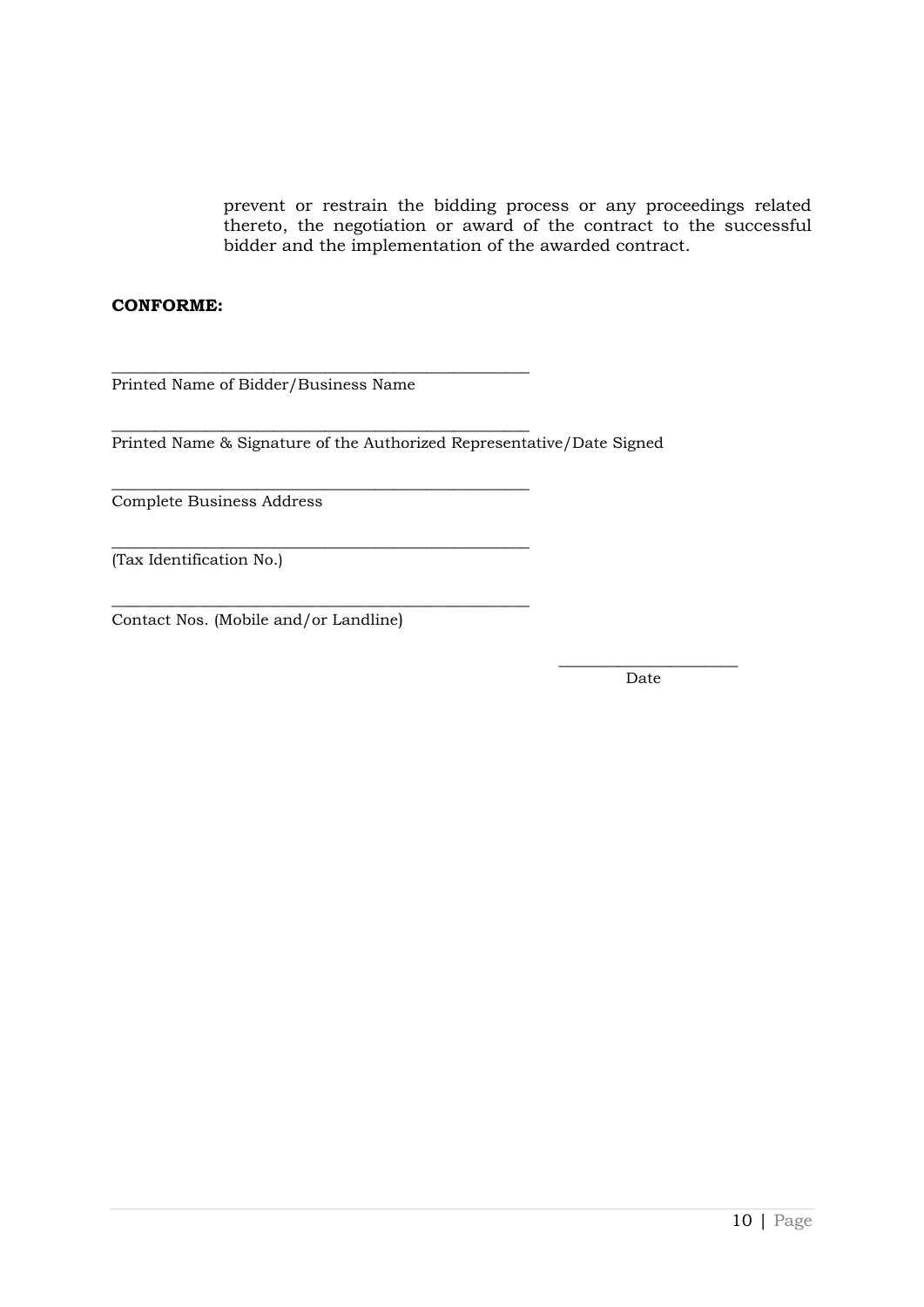prevent or restrain the bidding process or any proceedings related thereto, the negotiation or award of the contract to the successful bidder and the implementation of the awarded contract.

**CONFORME:**

\_\_\_\_\_\_\_\_\_\_\_\_\_\_\_\_\_\_\_\_\_\_\_\_\_\_\_\_\_\_\_\_\_\_\_\_\_\_\_\_\_\_\_\_\_\_\_\_\_\_
Printed Name of Bidder/Business Name

\_\_\_\_\_\_\_\_\_\_\_\_\_\_\_\_\_\_\_\_\_\_\_\_\_\_\_\_\_\_\_\_\_\_\_\_\_\_\_\_\_\_\_\_\_\_\_\_\_\_
Printed Name & Signature of the Authorized Representative/Date Signed

\_\_\_\_\_\_\_\_\_\_\_\_\_\_\_\_\_\_\_\_\_\_\_\_\_\_\_\_\_\_\_\_\_\_\_\_\_\_\_\_\_\_\_\_\_\_\_\_\_\_
Complete Business Address

\_\_\_\_\_\_\_\_\_\_\_\_\_\_\_\_\_\_\_\_\_\_\_\_\_\_\_\_\_\_\_\_\_\_\_\_\_\_\_\_\_\_\_\_\_\_\_\_\_\_
(Tax Identification No.)

\_\_\_\_\_\_\_\_\_\_\_\_\_\_\_\_\_\_\_\_\_\_\_\_\_\_\_\_\_\_\_\_\_\_\_\_\_\_\_\_\_\_\_\_\_\_\_\_\_\_
Contact Nos. (Mobile and/or Landline)

\_\_\_\_\_\_\_\_\_\_\_\_\_\_\_\_\_\_\_\_\_\_
Date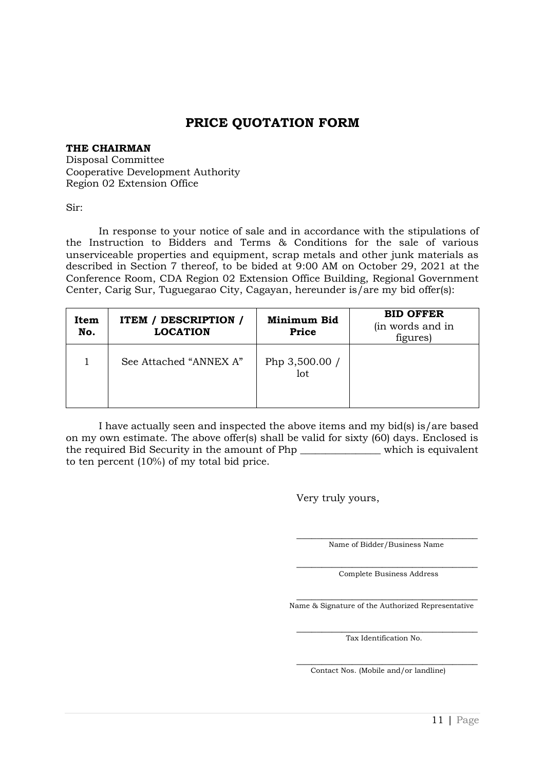# PRICE QUOTATION FORM

**THE CHAIRMAN**
Disposal Committee
Cooperative Development Authority
Region 02 Extension Office

Sir:

In response to your notice of sale and in accordance with the stipulations of the Instruction to Bidders and Terms & Conditions for the sale of various unserviceable properties and equipment, scrap metals and other junk materials as described in Section 7 thereof, to be bided at 9:00 AM on October 29, 2021 at the Conference Room, CDA Region 02 Extension Office Building, Regional Government Center, Carig Sur, Tuguegarao City, Cagayan, hereunder is/are my bid offer(s):

| **Item No.** | **ITEM / DESCRIPTION / LOCATION** | **Minimum Bid Price** | **BID OFFER** (in words and in figures) |
|---|---|---|---|
| 1 | See Attached "ANNEX A" | Php 3,500.00 / lot | |

I have actually seen and inspected the above items and my bid(s) is/are based on my own estimate. The above offer(s) shall be valid for sixty (60) days. Enclosed is the required Bid Security in the amount of Php _______________ which is equivalent to ten percent (10%) of my total bid price.

Very truly yours,

_________________________________________
Name of Bidder/Business Name

_________________________________________
Complete Business Address

_________________________________________
Name & Signature of the Authorized Representative

_________________________________________
Tax Identification No.

_________________________________________
Contact Nos. (Mobile and/or landline)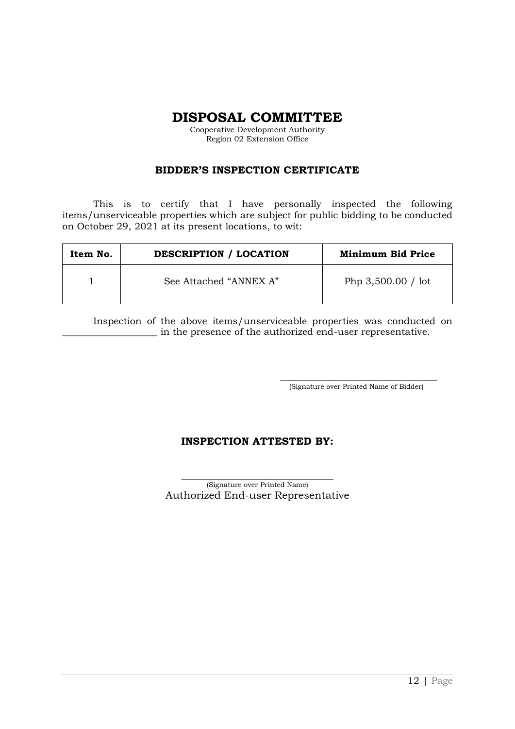# DISPOSAL COMMITTEE

Cooperative Development Authority
Region 02 Extension Office

## BIDDER'S INSPECTION CERTIFICATE

This is to certify that I have personally inspected the following items/unserviceable properties which are subject for public bidding to be conducted on October 29, 2021 at its present locations, to wit:

| Item No. | DESCRIPTION / LOCATION | Minimum Bid Price |
|---|---|---|
| 1 | See Attached "ANNEX A" | Php 3,500.00 / lot |

Inspection of the above items/unserviceable properties was conducted on ____________________ in the presence of the authorized end-user representative.

____________________________________
(Signature over Printed Name of Bidder)

## INSPECTION ATTESTED BY:

__________________________________
(Signature over Printed Name)
Authorized End-user Representative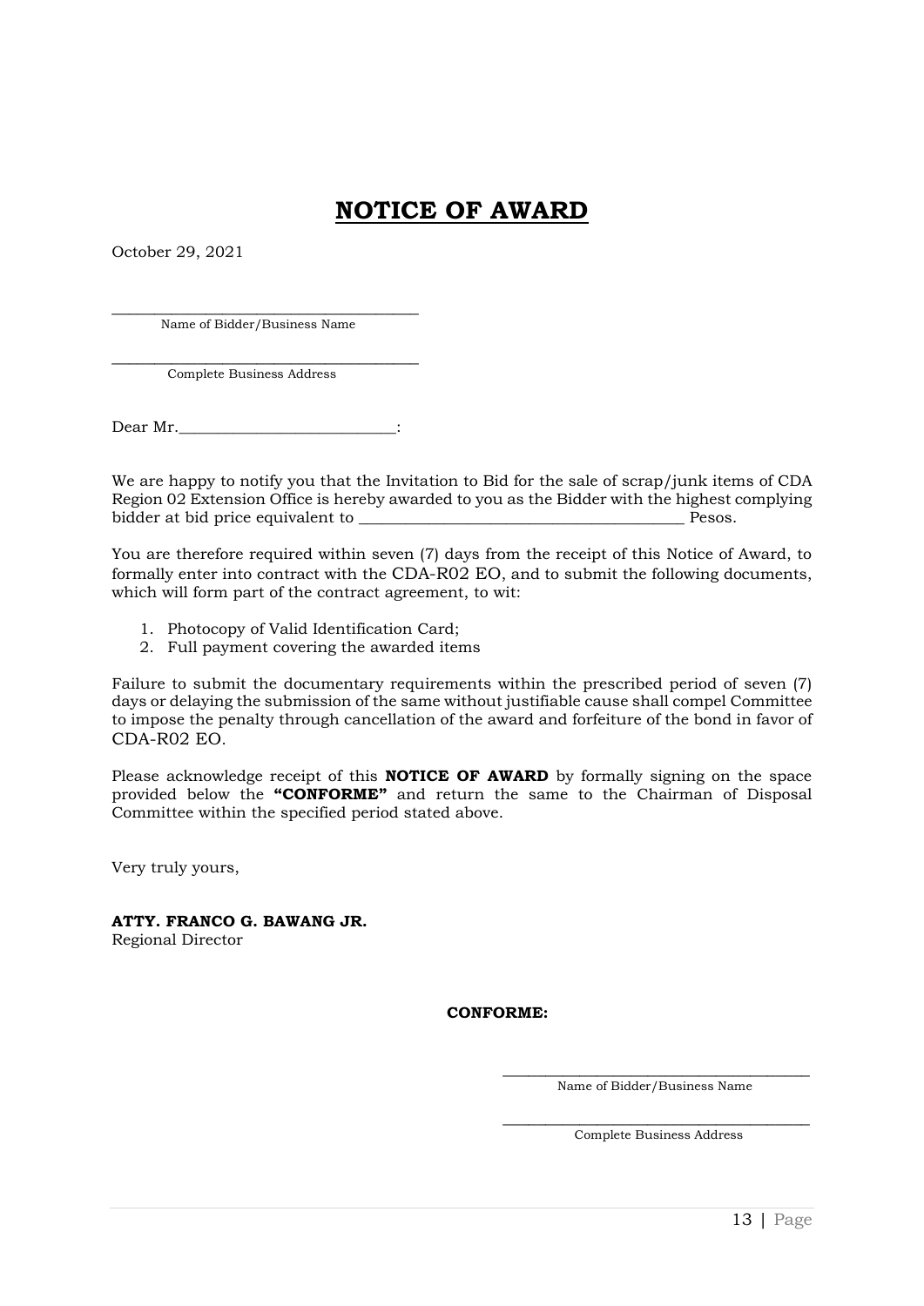# NOTICE OF AWARD

October 29, 2021

\_\_\_\_\_\_\_\_\_\_\_\_\_\_\_\_\_\_\_\_\_\_\_\_\_\_\_\_\_\_\_\_\_\_\_\_\_\_\_\_
Name of Bidder/Business Name

\_\_\_\_\_\_\_\_\_\_\_\_\_\_\_\_\_\_\_\_\_\_\_\_\_\_\_\_\_\_\_\_\_\_\_\_\_\_\_\_
Complete Business Address

Dear Mr.\_\_\_\_\_\_\_\_\_\_\_\_\_\_\_\_\_\_\_\_\_\_\_\_\_\_\_:

We are happy to notify you that the Invitation to Bid for the sale of scrap/junk items of CDA Region 02 Extension Office is hereby awarded to you as the Bidder with the highest complying bidder at bid price equivalent to \_\_\_\_\_\_\_\_\_\_\_\_\_\_\_\_\_\_\_\_\_\_\_\_\_\_\_\_\_\_\_\_\_\_\_\_\_\_\_\_ Pesos.

You are therefore required within seven (7) days from the receipt of this Notice of Award, to formally enter into contract with the CDA-R02 EO, and to submit the following documents, which will form part of the contract agreement, to wit:

1. Photocopy of Valid Identification Card;
2. Full payment covering the awarded items

Failure to submit the documentary requirements within the prescribed period of seven (7) days or delaying the submission of the same without justifiable cause shall compel Committee to impose the penalty through cancellation of the award and forfeiture of the bond in favor of CDA-R02 EO.

Please acknowledge receipt of this **NOTICE OF AWARD** by formally signing on the space provided below the **"CONFORME"** and return the same to the Chairman of Disposal Committee within the specified period stated above.

Very truly yours,

**ATTY. FRANCO G. BAWANG JR.**
Regional Director

**CONFORME:**

\_\_\_\_\_\_\_\_\_\_\_\_\_\_\_\_\_\_\_\_\_\_\_\_\_\_\_\_\_\_\_\_\_\_\_\_\_\_\_\_
Name of Bidder/Business Name

\_\_\_\_\_\_\_\_\_\_\_\_\_\_\_\_\_\_\_\_\_\_\_\_\_\_\_\_\_\_\_\_\_\_\_\_\_\_\_\_
Complete Business Address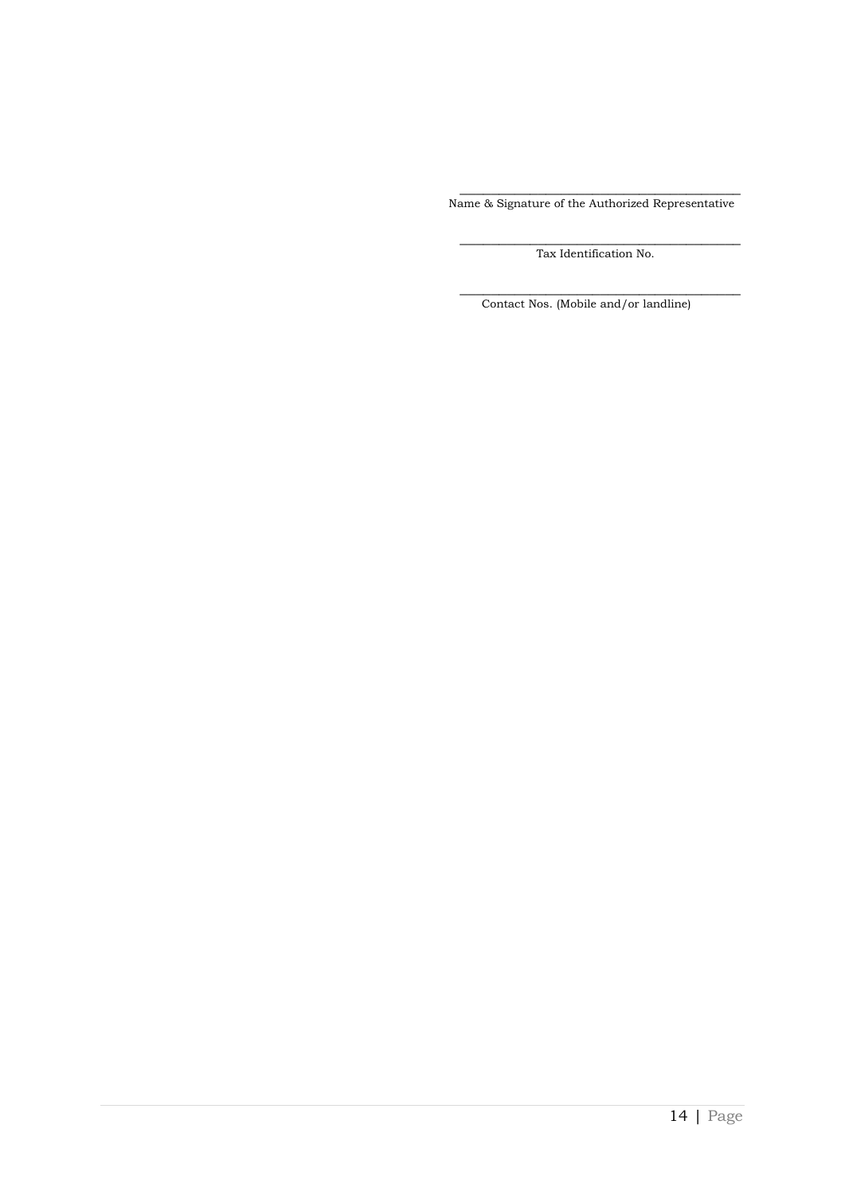_______________________________________________
Name & Signature of the Authorized Representative

_______________________________________________
Tax Identification No.

_______________________________________________
Contact Nos. (Mobile and/or landline)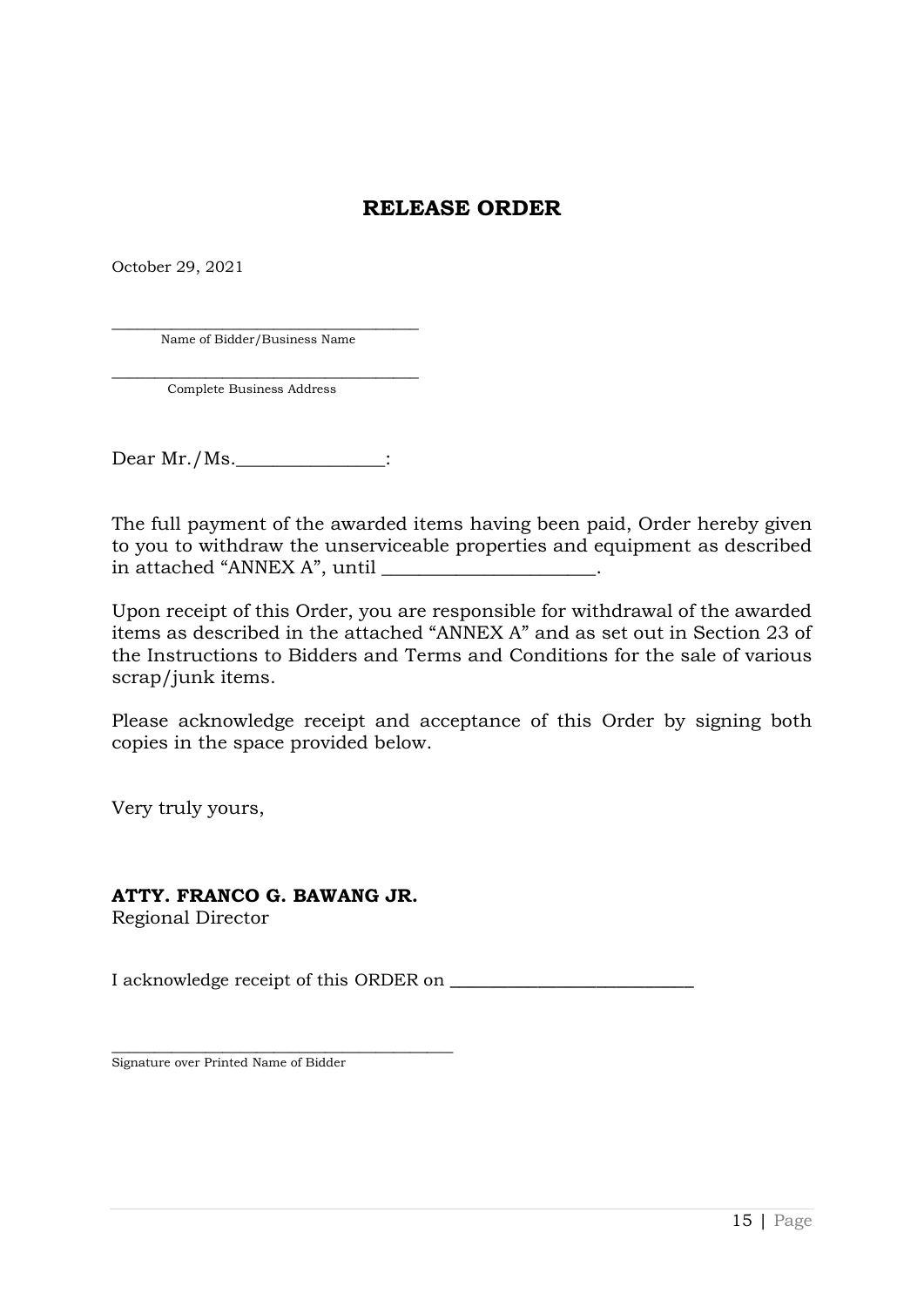# RELEASE ORDER

October 29, 2021

_________________________________
Name of Bidder/Business Name

_________________________________
Complete Business Address

Dear Mr./Ms.________________:

The full payment of the awarded items having been paid, Order hereby given to you to withdraw the unserviceable properties and equipment as described in attached "ANNEX A", until _______________________.

Upon receipt of this Order, you are responsible for withdrawal of the awarded items as described in the attached "ANNEX A" and as set out in Section 23 of the Instructions to Bidders and Terms and Conditions for the sale of various scrap/junk items.

Please acknowledge receipt and acceptance of this Order by signing both copies in the space provided below.

Very truly yours,

**ATTY. FRANCO G. BAWANG JR.**
Regional Director

I acknowledge receipt of this ORDER on ___________________________

_________________________________________
Signature over Printed Name of Bidder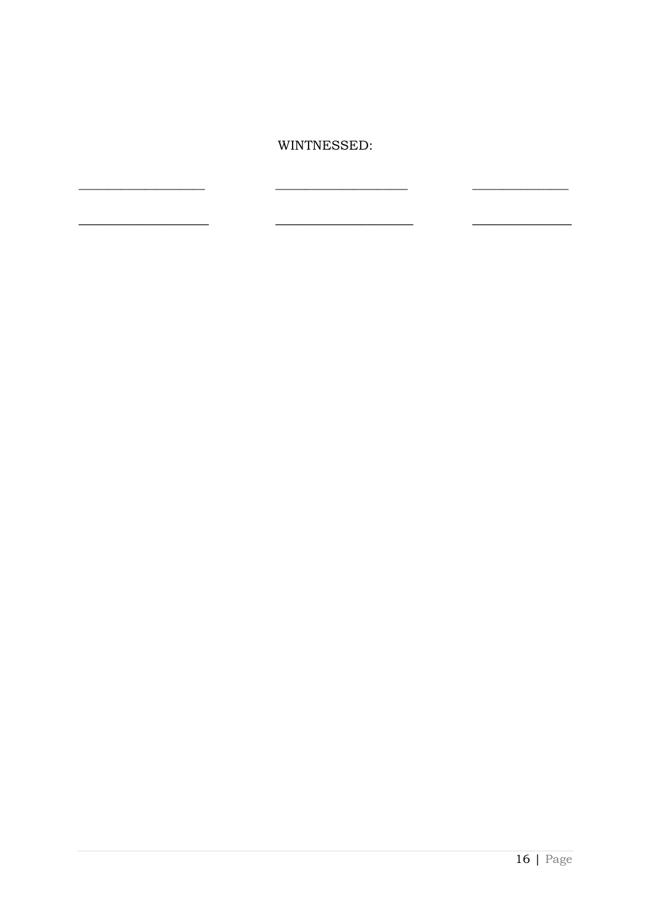WINTNESSED:

| | | |
|---|---|---|
| ____________________ | ____________________ | ________________ |
| ____________________ | ____________________ | ________________ |